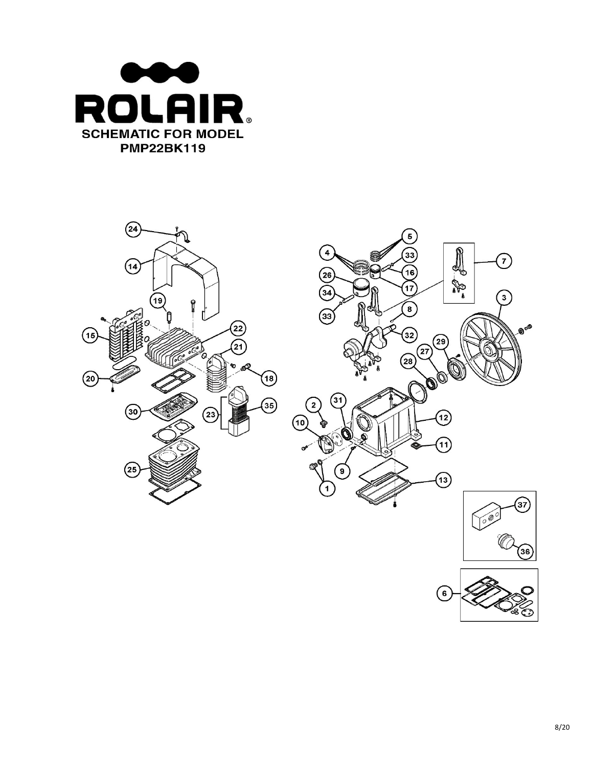# ROLAIR

## SCHEMATIC FOR MODEL PMP22BK119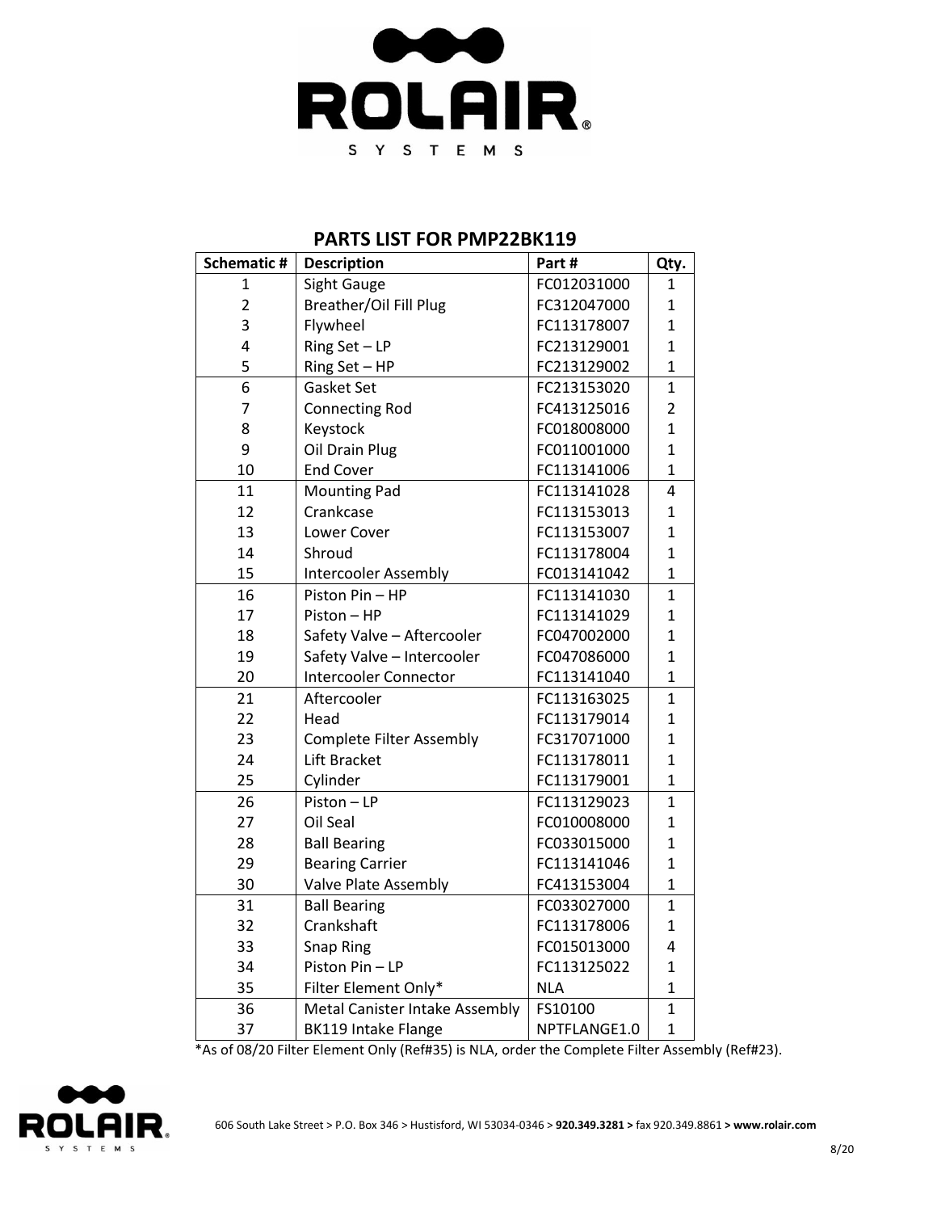ROLAIR
SYSTEMS

## PARTS LIST FOR PMP22BK119

| Schematic # | Description | Part # | Qty. |
|---|---|---|---|
| 1 | Sight Gauge | FC012031000 | 1 |
| 2 | Breather/Oil Fill Plug | FC312047000 | 1 |
| 3 | Flywheel | FC113178007 | 1 |
| 4 | Ring Set – LP | FC213129001 | 1 |
| 5 | Ring Set – HP | FC213129002 | 1 |
| 6 | Gasket Set | FC213153020 | 1 |
| 7 | Connecting Rod | FC413125016 | 2 |
| 8 | Keystock | FC018008000 | 1 |
| 9 | Oil Drain Plug | FC011001000 | 1 |
| 10 | End Cover | FC113141006 | 1 |
| 11 | Mounting Pad | FC113141028 | 4 |
| 12 | Crankcase | FC113153013 | 1 |
| 13 | Lower Cover | FC113153007 | 1 |
| 14 | Shroud | FC113178004 | 1 |
| 15 | Intercooler Assembly | FC013141042 | 1 |
| 16 | Piston Pin – HP | FC113141030 | 1 |
| 17 | Piston – HP | FC113141029 | 1 |
| 18 | Safety Valve – Aftercooler | FC047002000 | 1 |
| 19 | Safety Valve – Intercooler | FC047086000 | 1 |
| 20 | Intercooler Connector | FC113141040 | 1 |
| 21 | Aftercooler | FC113163025 | 1 |
| 22 | Head | FC113179014 | 1 |
| 23 | Complete Filter Assembly | FC317071000 | 1 |
| 24 | Lift Bracket | FC113178011 | 1 |
| 25 | Cylinder | FC113179001 | 1 |
| 26 | Piston – LP | FC113129023 | 1 |
| 27 | Oil Seal | FC010008000 | 1 |
| 28 | Ball Bearing | FC033015000 | 1 |
| 29 | Bearing Carrier | FC113141046 | 1 |
| 30 | Valve Plate Assembly | FC413153004 | 1 |
| 31 | Ball Bearing | FC033027000 | 1 |
| 32 | Crankshaft | FC113178006 | 1 |
| 33 | Snap Ring | FC015013000 | 4 |
| 34 | Piston Pin – LP | FC113125022 | 1 |
| 35 | Filter Element Only* | NLA | 1 |
| 36 | Metal Canister Intake Assembly | FS10100 | 1 |
| 37 | BK119 Intake Flange | NPTFLANGE1.0 | 1 |

*As of 08/20 Filter Element Only (Ref#35) is NLA, order the Complete Filter Assembly (Ref#23).

606 South Lake Street > P.O. Box 346 > Hustisford, WI 53034-0346 > **920.349.3281 >** fax 920.349.8861 **> www.rolair.com**

8/20